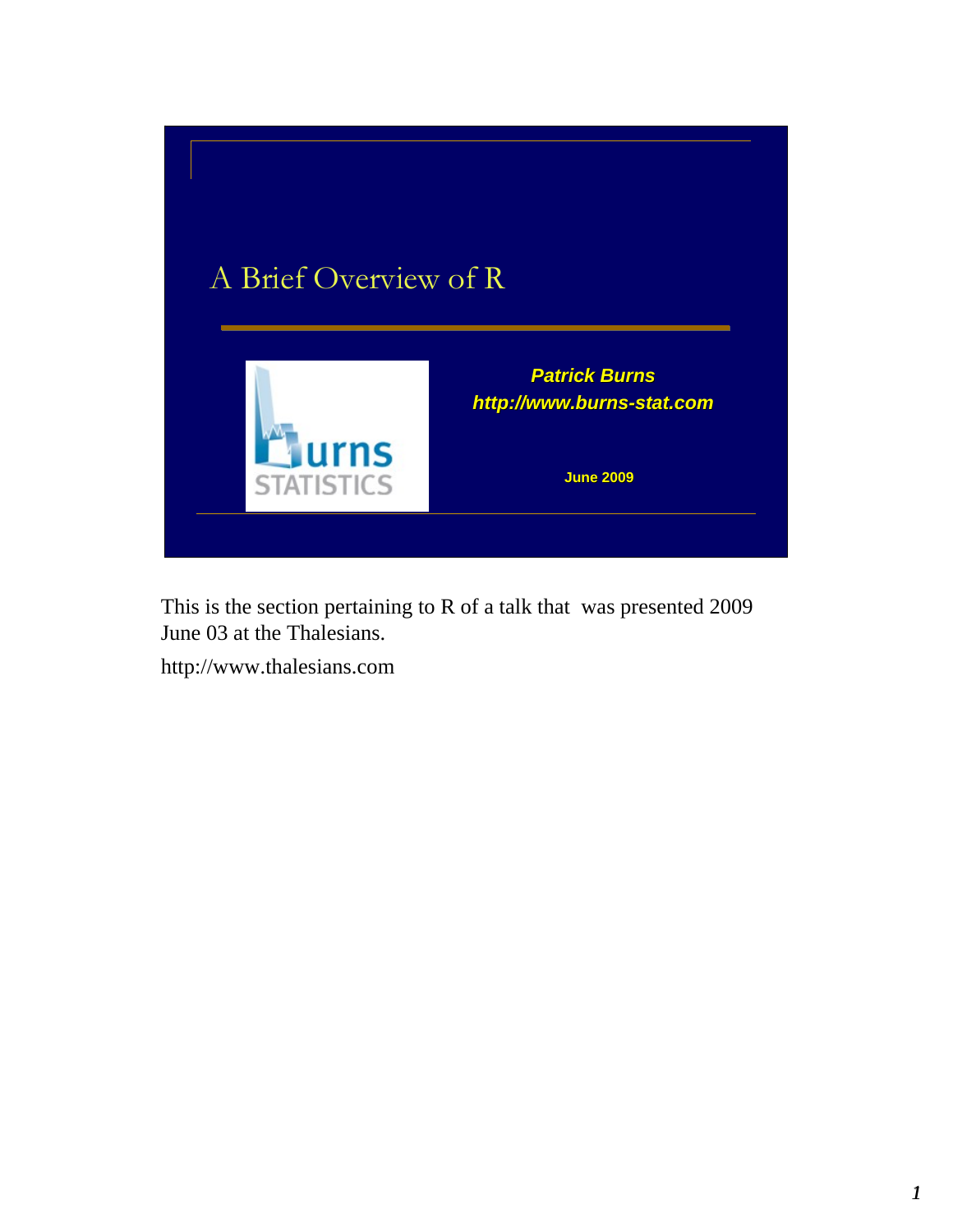# A Brief Overview of R

**Patrick Burns**
***http://www.burns-stat.com***

**June 2009**

This is the section pertaining to R of a talk that was presented 2009 June 03 at the Thalesians.

http://www.thalesians.com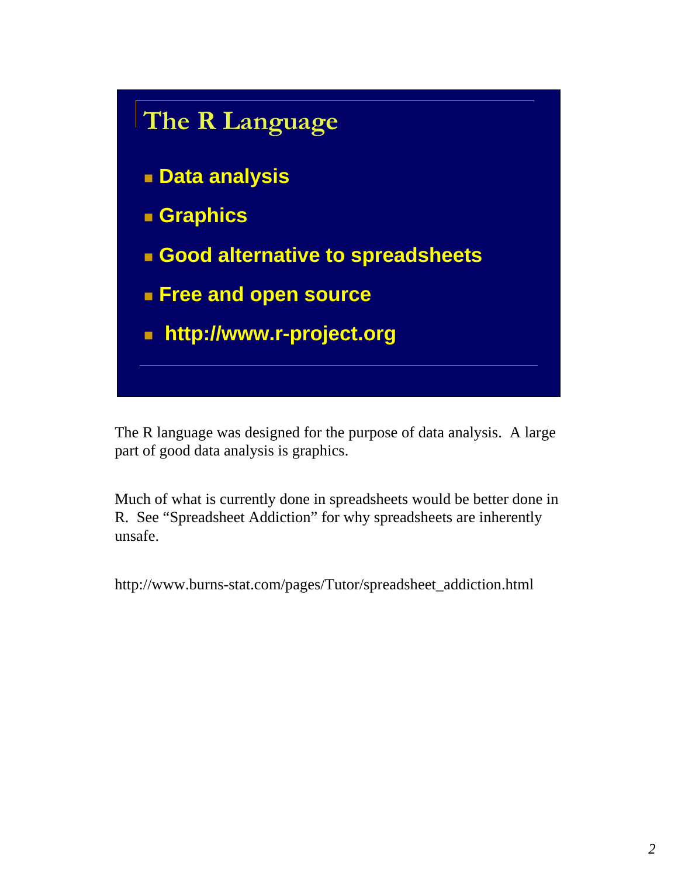## The R Language

- **Data analysis**
- **Graphics**
- **Good alternative to spreadsheets**
- **Free and open source**
- **http://www.r-project.org**

The R language was designed for the purpose of data analysis. A large part of good data analysis is graphics.

Much of what is currently done in spreadsheets would be better done in R. See "Spreadsheet Addiction" for why spreadsheets are inherently unsafe.

http://www.burns-stat.com/pages/Tutor/spreadsheet_addiction.html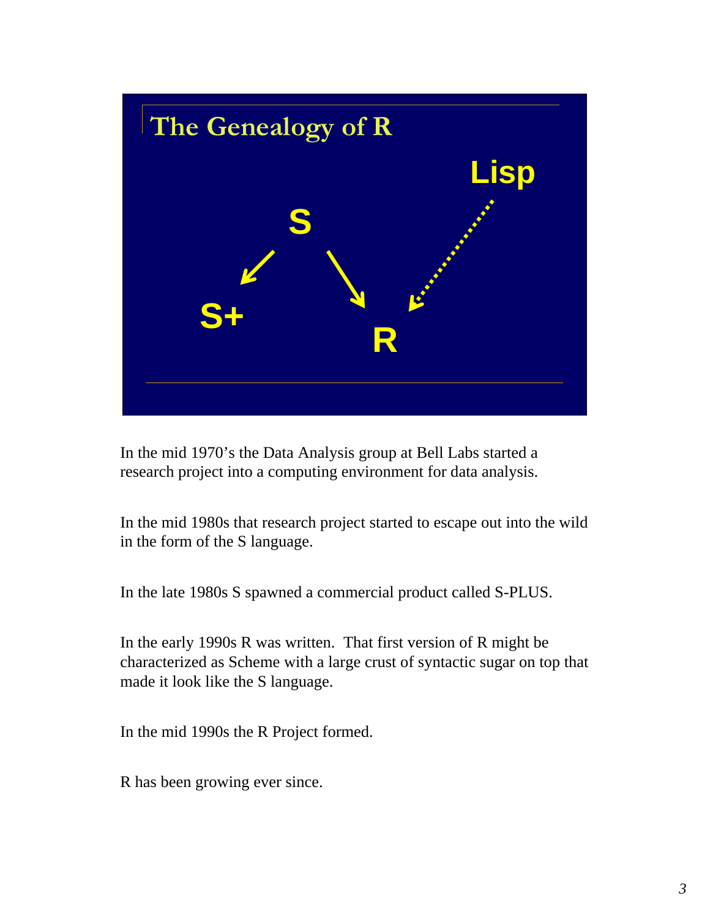# The Genealogy of R

S

S+

R

Lisp

In the mid 1970's the Data Analysis group at Bell Labs started a research project into a computing environment for data analysis.

In the mid 1980s that research project started to escape out into the wild in the form of the S language.

In the late 1980s S spawned a commercial product called S-PLUS.

In the early 1990s R was written. That first version of R might be characterized as Scheme with a large crust of syntactic sugar on top that made it look like the S language.

In the mid 1990s the R Project formed.

R has been growing ever since.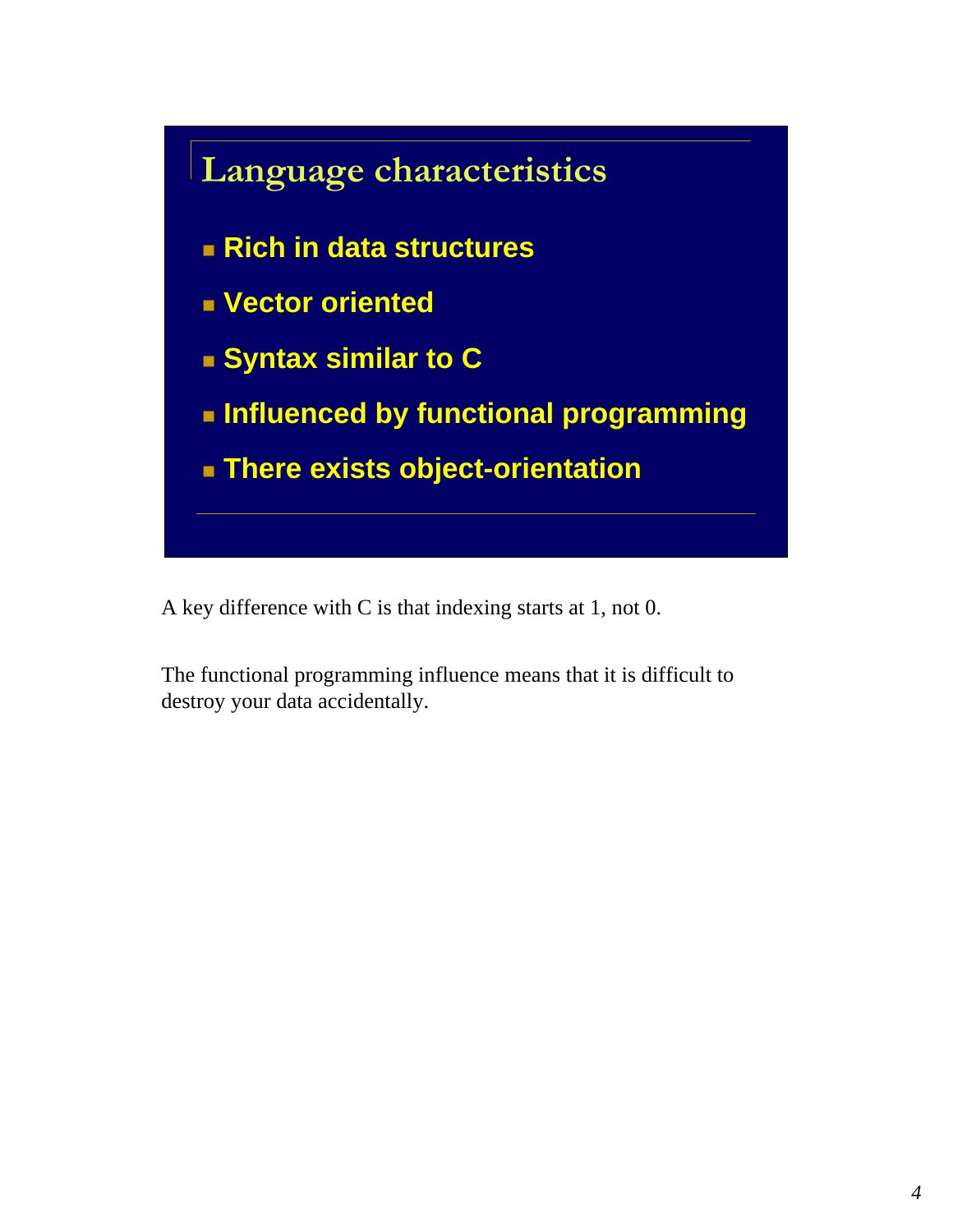## Language characteristics

- **Rich in data structures**
- **Vector oriented**
- **Syntax similar to C**
- **Influenced by functional programming**
- **There exists object-orientation**

A key difference with C is that indexing starts at 1, not 0.

The functional programming influence means that it is difficult to destroy your data accidentally.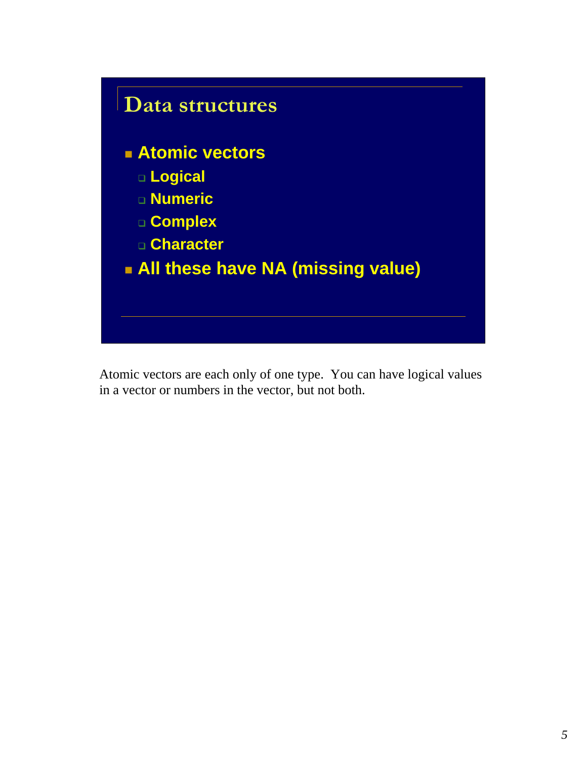## Data structures

- **Atomic vectors**
  - **Logical**
  - **Numeric**
  - **Complex**
  - **Character**
- **All these have NA (missing value)**

Atomic vectors are each only of one type. You can have logical values in a vector or numbers in the vector, but not both.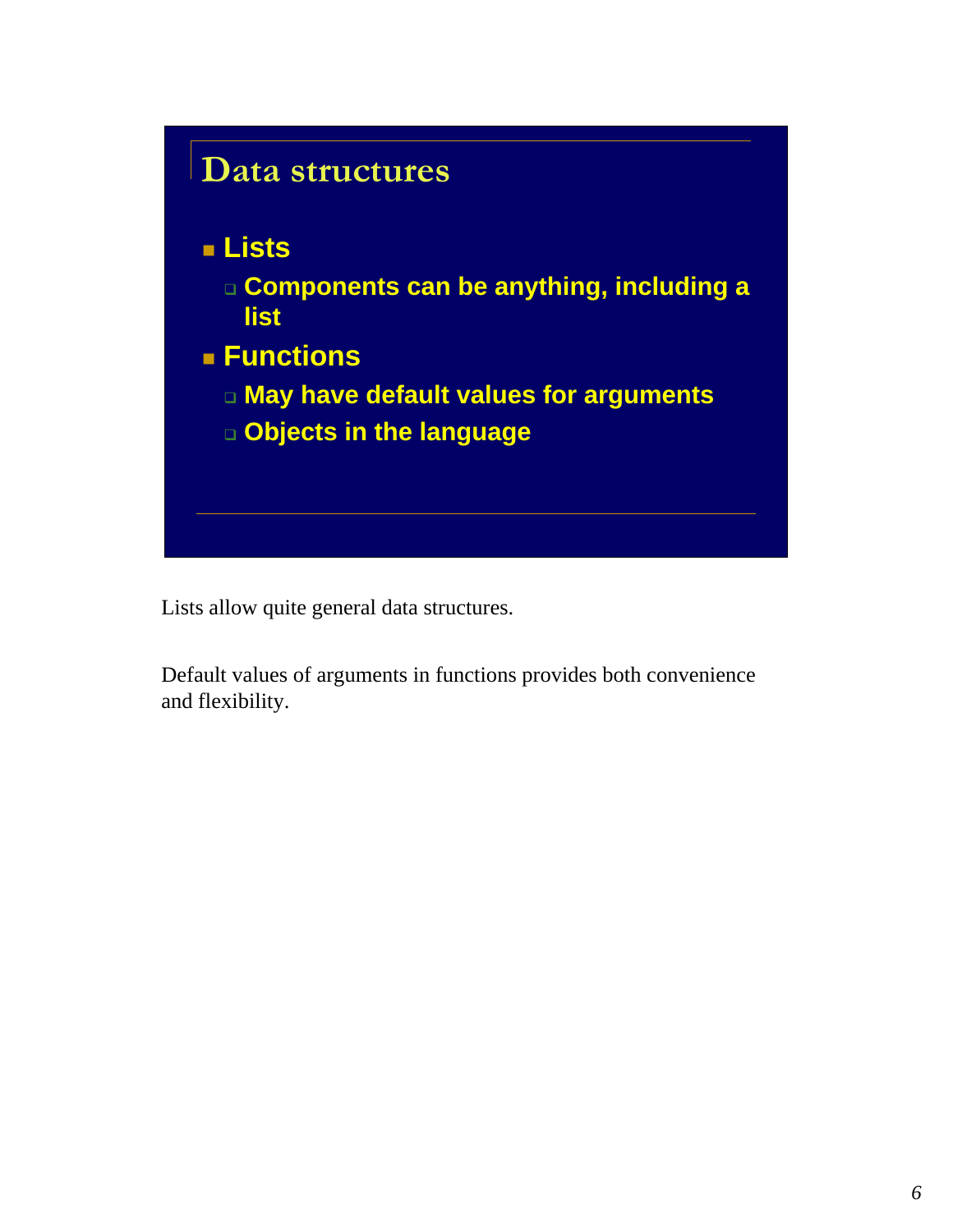## Data structures

- **Lists**
  - **Components can be anything, including a list**
- **Functions**
  - **May have default values for arguments**
  - **Objects in the language**

Lists allow quite general data structures.

Default values of arguments in functions provides both convenience and flexibility.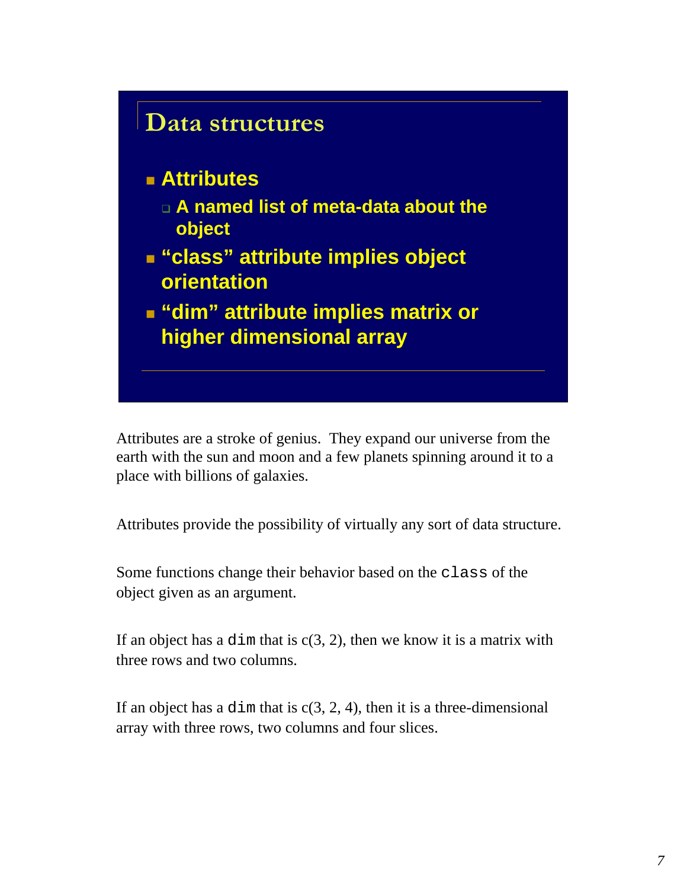## Data structures

- **Attributes**
  - **A named list of meta-data about the object**
- **"class" attribute implies object orientation**
- **"dim" attribute implies matrix or higher dimensional array**

Attributes are a stroke of genius. They expand our universe from the earth with the sun and moon and a few planets spinning around it to a place with billions of galaxies.

Attributes provide the possibility of virtually any sort of data structure.

Some functions change their behavior based on the `class` of the object given as an argument.

If an object has a `dim` that is c(3, 2), then we know it is a matrix with three rows and two columns.

If an object has a `dim` that is c(3, 2, 4), then it is a three-dimensional array with three rows, two columns and four slices.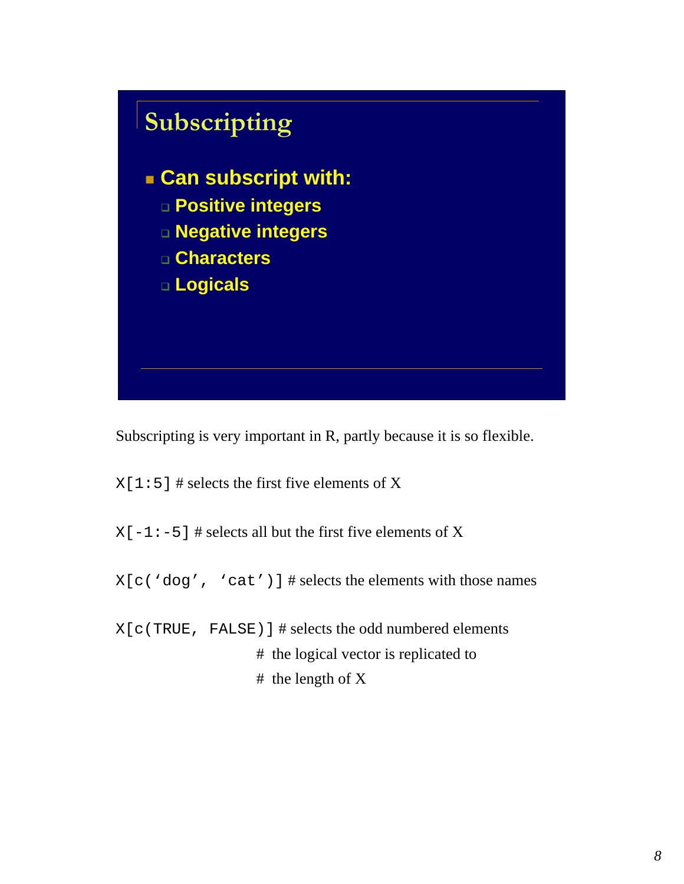## Subscripting

- **Can subscript with:**
  - **Positive integers**
  - **Negative integers**
  - **Characters**
  - **Logicals**

Subscripting is very important in R, partly because it is so flexible.

```
X[1:5] # selects the first five elements of X

X[-1:-5] # selects all but the first five elements of X

X[c('dog', 'cat')] # selects the elements with those names

X[c(TRUE, FALSE)] # selects the odd numbered elements
                  # the logical vector is replicated to
                  # the length of X
```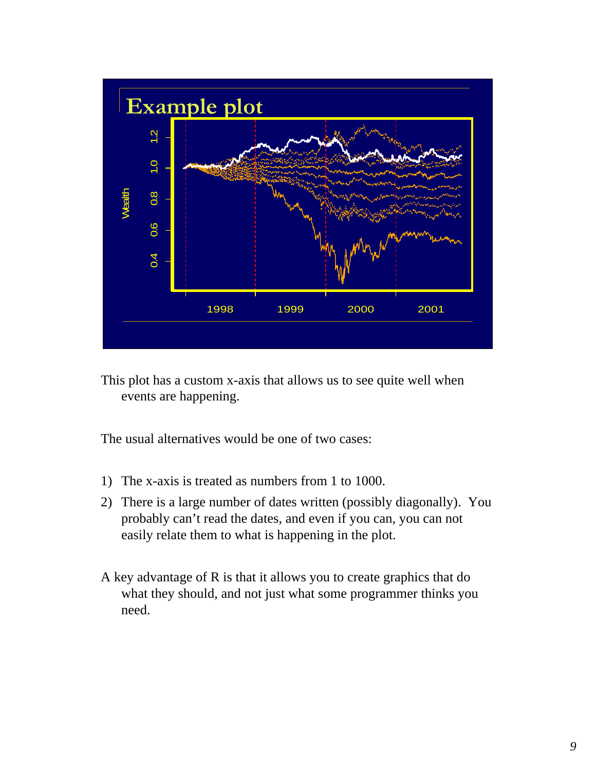This plot has a custom x-axis that allows us to see quite well when events are happening.

The usual alternatives would be one of two cases:

1) The x-axis is treated as numbers from 1 to 1000.
2) There is a large number of dates written (possibly diagonally). You probably can't read the dates, and even if you can, you can not easily relate them to what is happening in the plot.

A key advantage of R is that it allows you to create graphics that do what they should, and not just what some programmer thinks you need.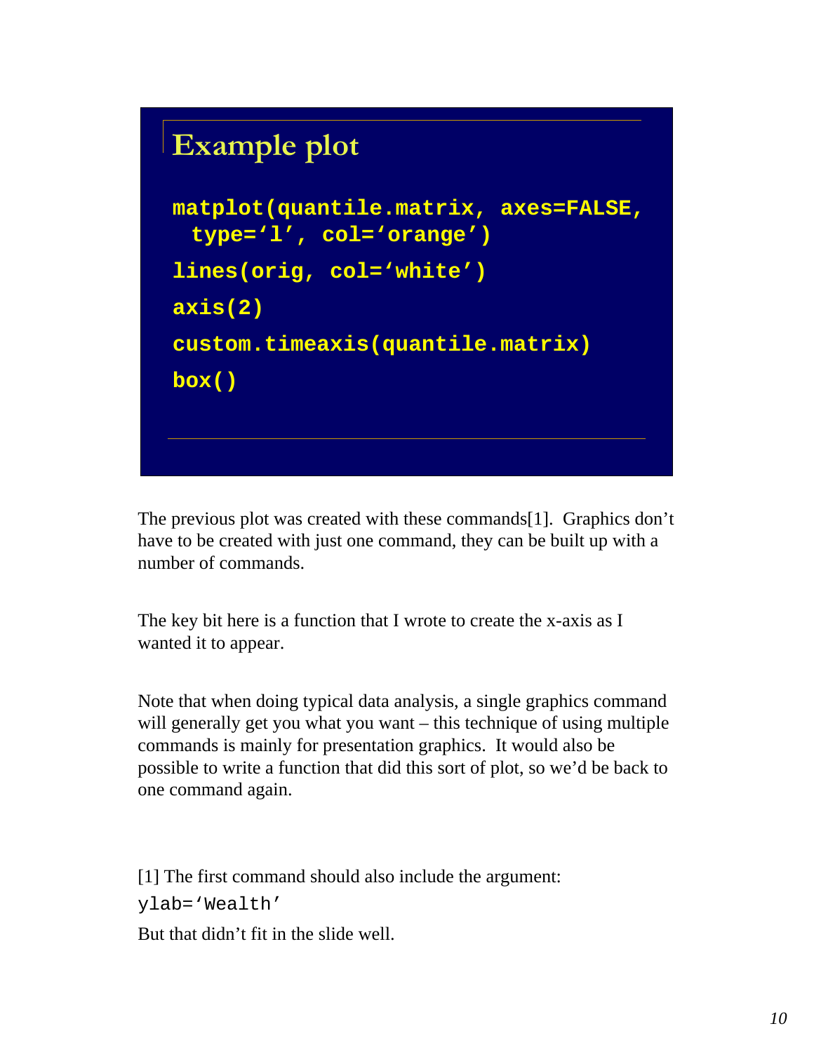## Example plot

```
matplot(quantile.matrix, axes=FALSE,
  type='l', col='orange')
lines(orig, col='white')
axis(2)
custom.timeaxis(quantile.matrix)
box()
```

The previous plot was created with these commands[1]. Graphics don't have to be created with just one command, they can be built up with a number of commands.

The key bit here is a function that I wrote to create the x-axis as I wanted it to appear.

Note that when doing typical data analysis, a single graphics command will generally get you what you want – this technique of using multiple commands is mainly for presentation graphics. It would also be possible to write a function that did this sort of plot, so we'd be back to one command again.

[1] The first command should also include the argument:

`ylab='Wealth'`

But that didn't fit in the slide well.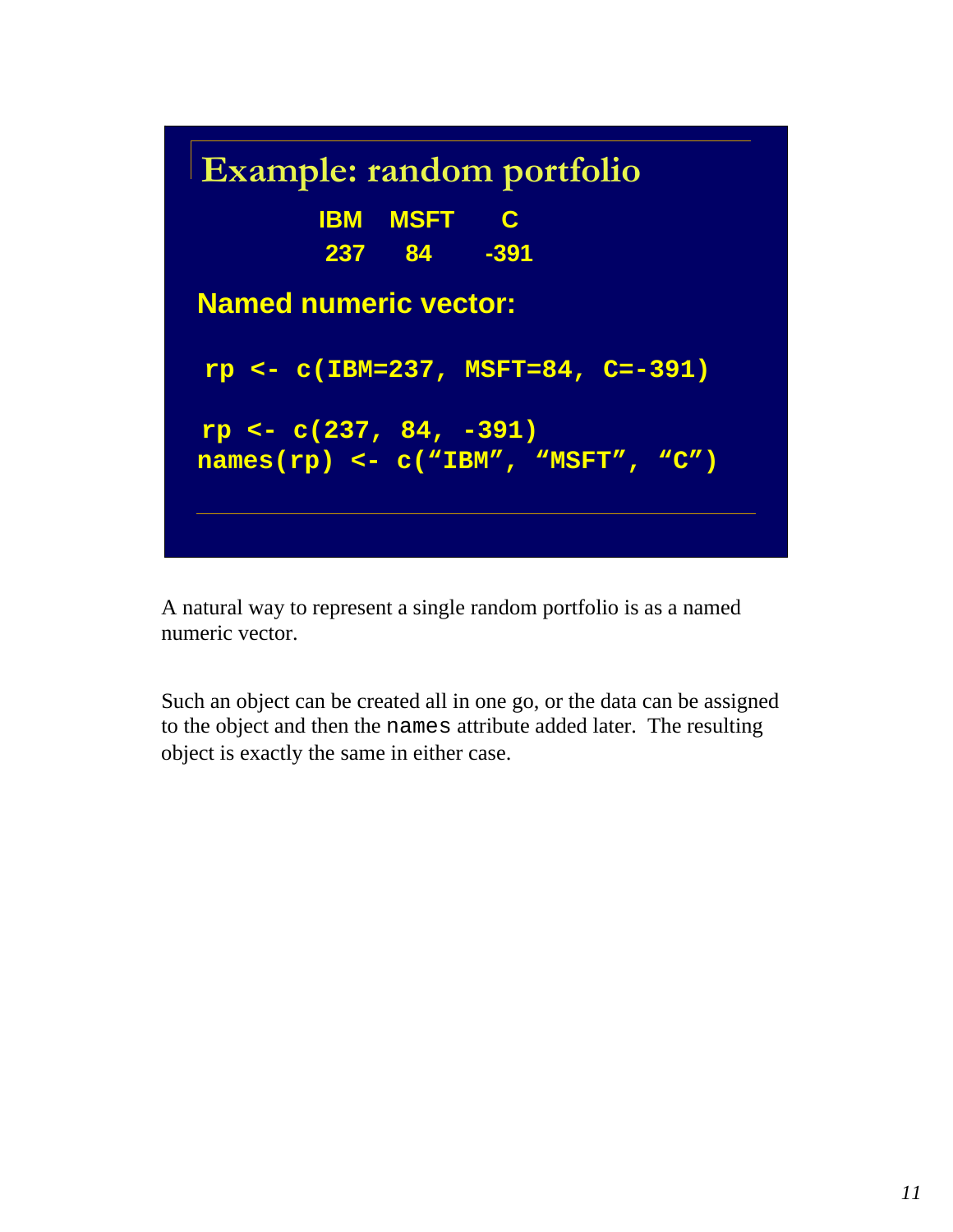## Example: random portfolio

| IBM | MSFT | C |
|---|---|---|
| 237 | 84 | -391 |

**Named numeric vector:**

```
rp <- c(IBM=237, MSFT=84, C=-391)
```

```
rp <- c(237, 84, -391)
names(rp) <- c("IBM", "MSFT", "C")
```

A natural way to represent a single random portfolio is as a named numeric vector.

Such an object can be created all in one go, or the data can be assigned to the object and then the `names` attribute added later. The resulting object is exactly the same in either case.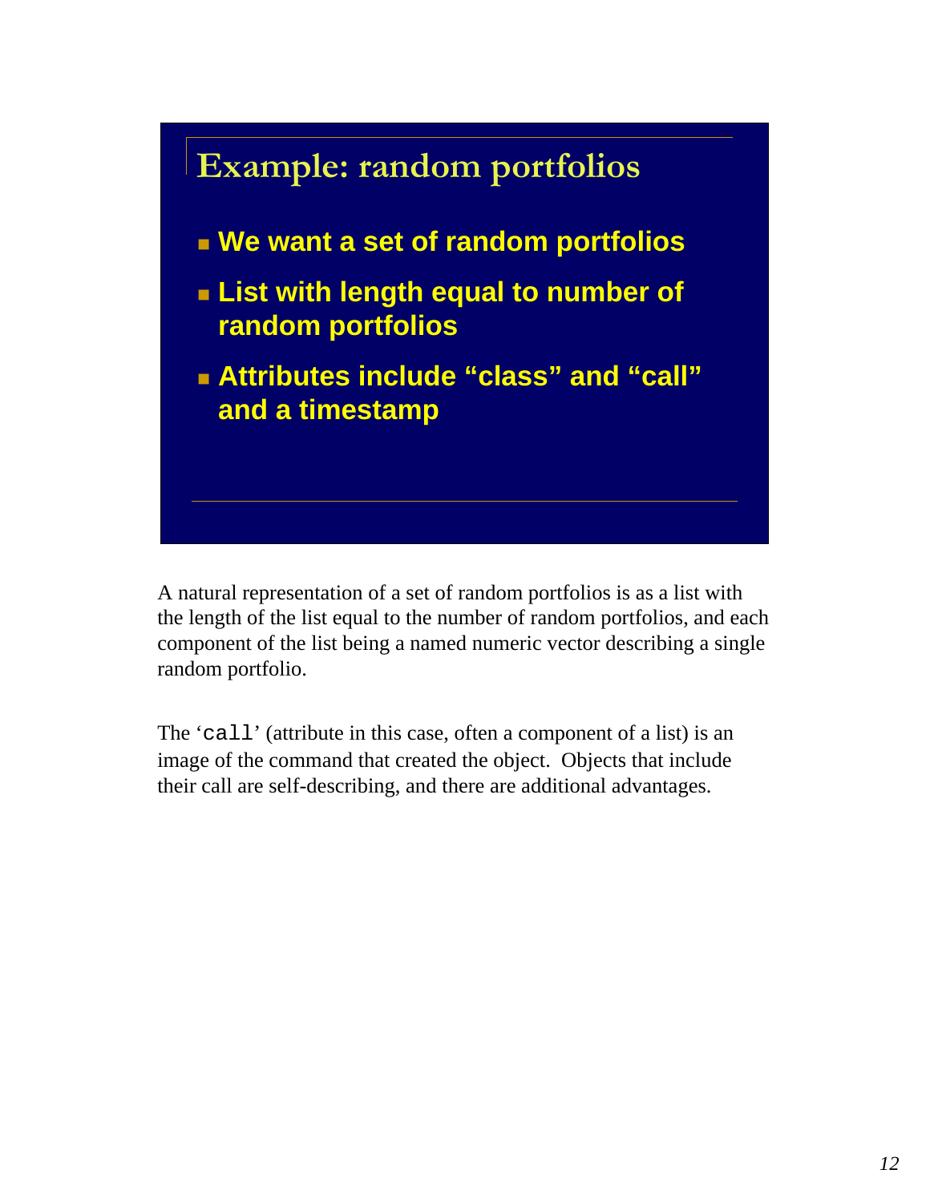## Example: random portfolios

- **We want a set of random portfolios**
- **List with length equal to number of random portfolios**
- **Attributes include “class” and “call” and a timestamp**

A natural representation of a set of random portfolios is as a list with the length of the list equal to the number of random portfolios, and each component of the list being a named numeric vector describing a single random portfolio.

The ‘`call`’ (attribute in this case, often a component of a list) is an image of the command that created the object. Objects that include their call are self-describing, and there are additional advantages.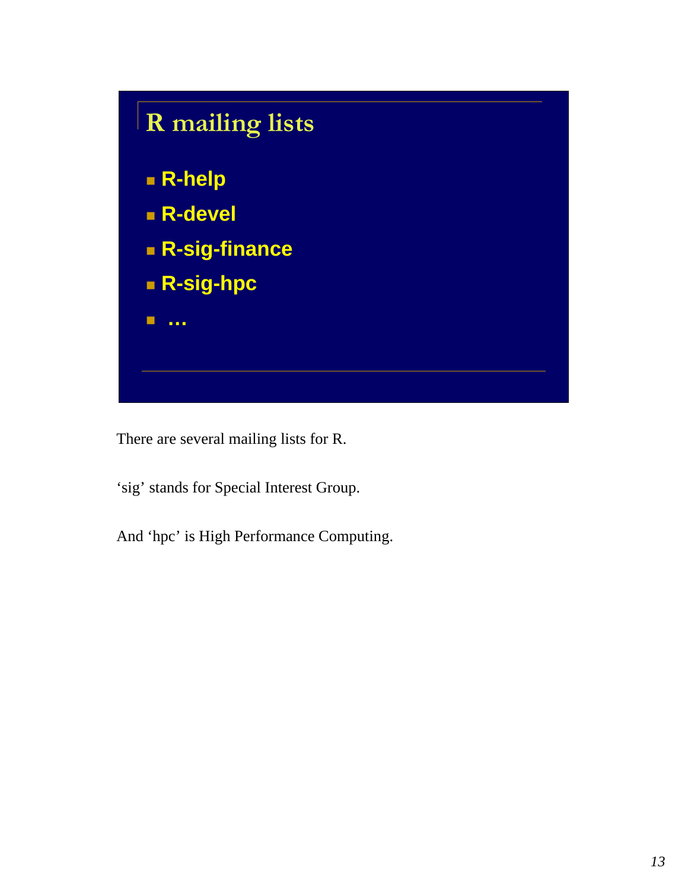## R mailing lists

- R-help
- R-devel
- R-sig-finance
- R-sig-hpc
- …

There are several mailing lists for R.

‘sig’ stands for Special Interest Group.

And ‘hpc’ is High Performance Computing.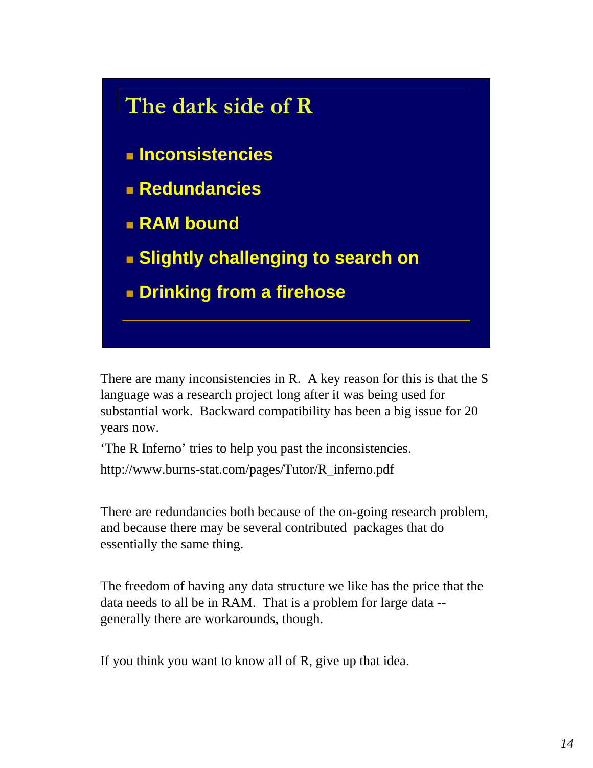## The dark side of R

- **Inconsistencies**
- **Redundancies**
- **RAM bound**
- **Slightly challenging to search on**
- **Drinking from a firehose**

There are many inconsistencies in R. A key reason for this is that the S language was a research project long after it was being used for substantial work. Backward compatibility has been a big issue for 20 years now.

'The R Inferno' tries to help you past the inconsistencies.

http://www.burns-stat.com/pages/Tutor/R_inferno.pdf

There are redundancies both because of the on-going research problem, and because there may be several contributed packages that do essentially the same thing.

The freedom of having any data structure we like has the price that the data needs to all be in RAM. That is a problem for large data -- generally there are workarounds, though.

If you think you want to know all of R, give up that idea.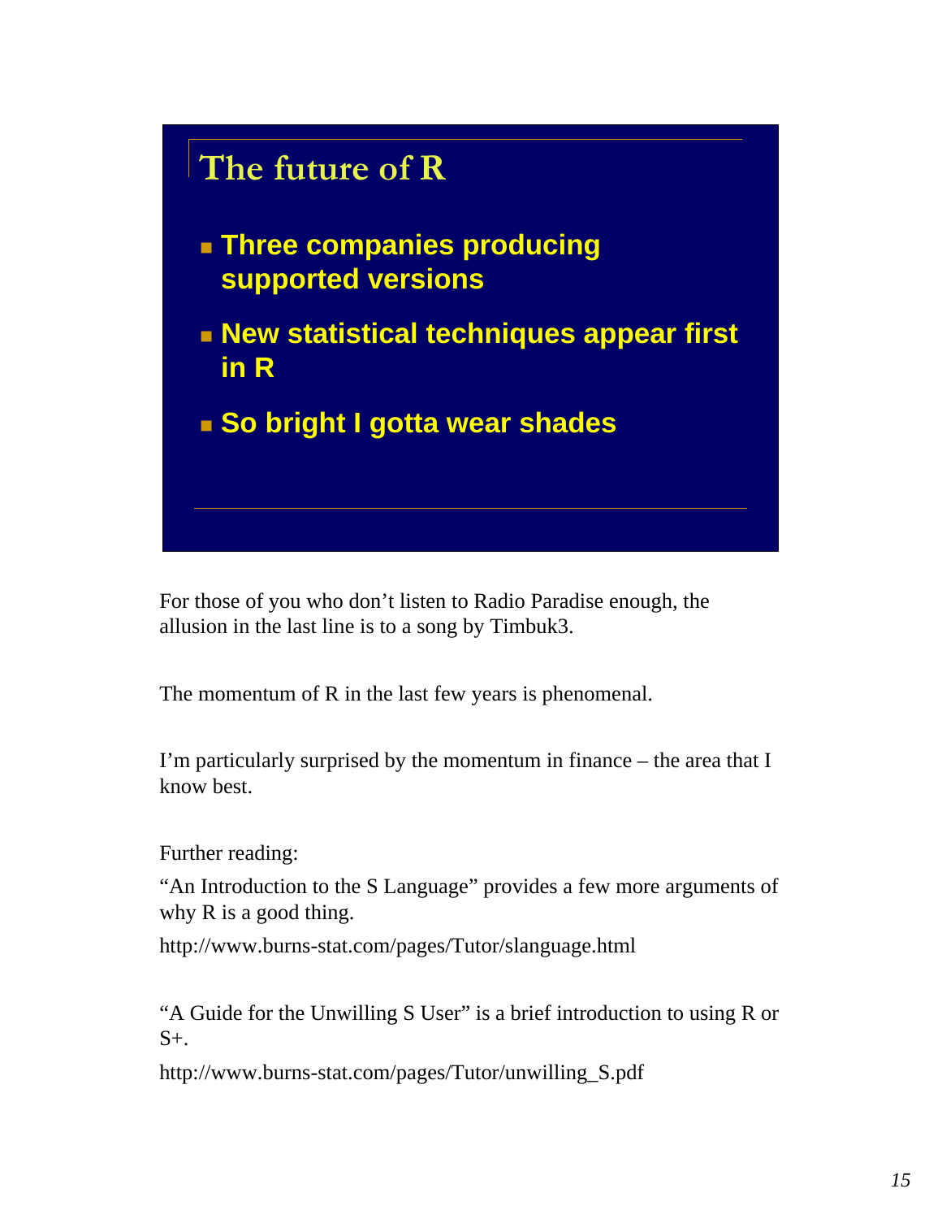## The future of R

- **Three companies producing supported versions**
- **New statistical techniques appear first in R**
- **So bright I gotta wear shades**

For those of you who don't listen to Radio Paradise enough, the allusion in the last line is to a song by Timbuk3.

The momentum of R in the last few years is phenomenal.

I'm particularly surprised by the momentum in finance – the area that I know best.

Further reading:

"An Introduction to the S Language" provides a few more arguments of why R is a good thing.

http://www.burns-stat.com/pages/Tutor/slanguage.html

"A Guide for the Unwilling S User" is a brief introduction to using R or S+.

http://www.burns-stat.com/pages/Tutor/unwilling_S.pdf